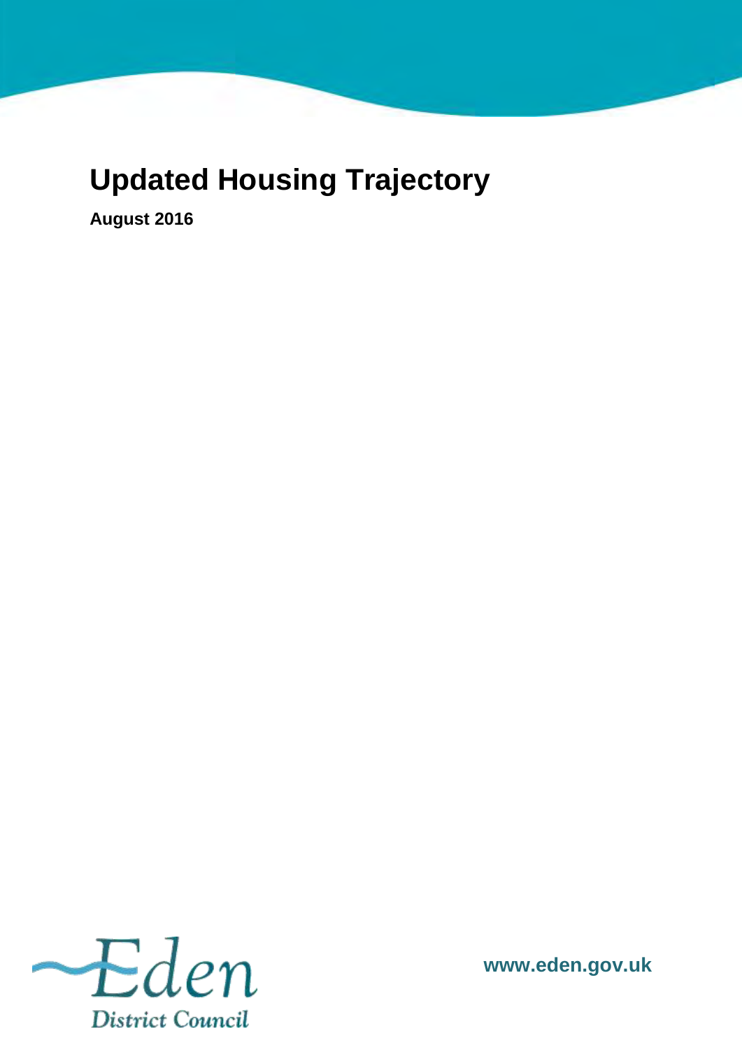# Updated Housing Trajectory

**August 2016**

Eden District Council

**www.eden.gov.uk**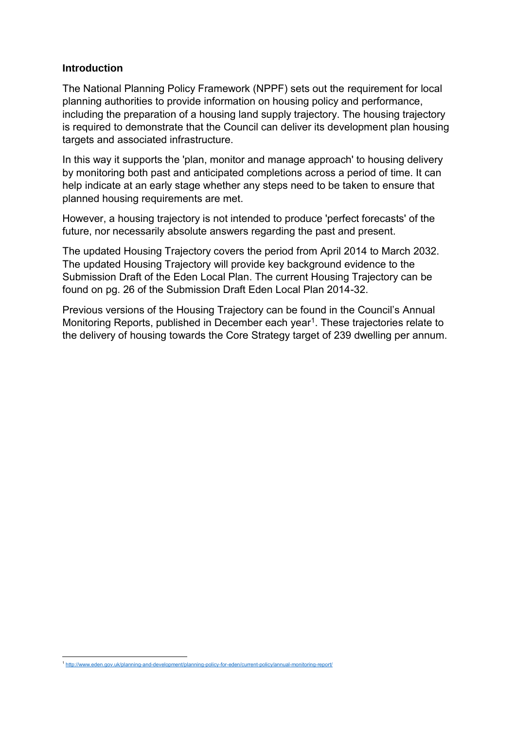## Introduction

The National Planning Policy Framework (NPPF) sets out the requirement for local planning authorities to provide information on housing policy and performance, including the preparation of a housing land supply trajectory. The housing trajectory is required to demonstrate that the Council can deliver its development plan housing targets and associated infrastructure.

In this way it supports the 'plan, monitor and manage approach' to housing delivery by monitoring both past and anticipated completions across a period of time. It can help indicate at an early stage whether any steps need to be taken to ensure that planned housing requirements are met.

However, a housing trajectory is not intended to produce 'perfect forecasts' of the future, nor necessarily absolute answers regarding the past and present.

The updated Housing Trajectory covers the period from April 2014 to March 2032. The updated Housing Trajectory will provide key background evidence to the Submission Draft of the Eden Local Plan. The current Housing Trajectory can be found on pg. 26 of the Submission Draft Eden Local Plan 2014-32.

Previous versions of the Housing Trajectory can be found in the Council's Annual Monitoring Reports, published in December each year[1]. These trajectories relate to the delivery of housing towards the Core Strategy target of 239 dwelling per annum.

---

[1] http://www.eden.gov.uk/planning-and-development/planning-policy-for-eden/current-policy/annual-monitoring-report/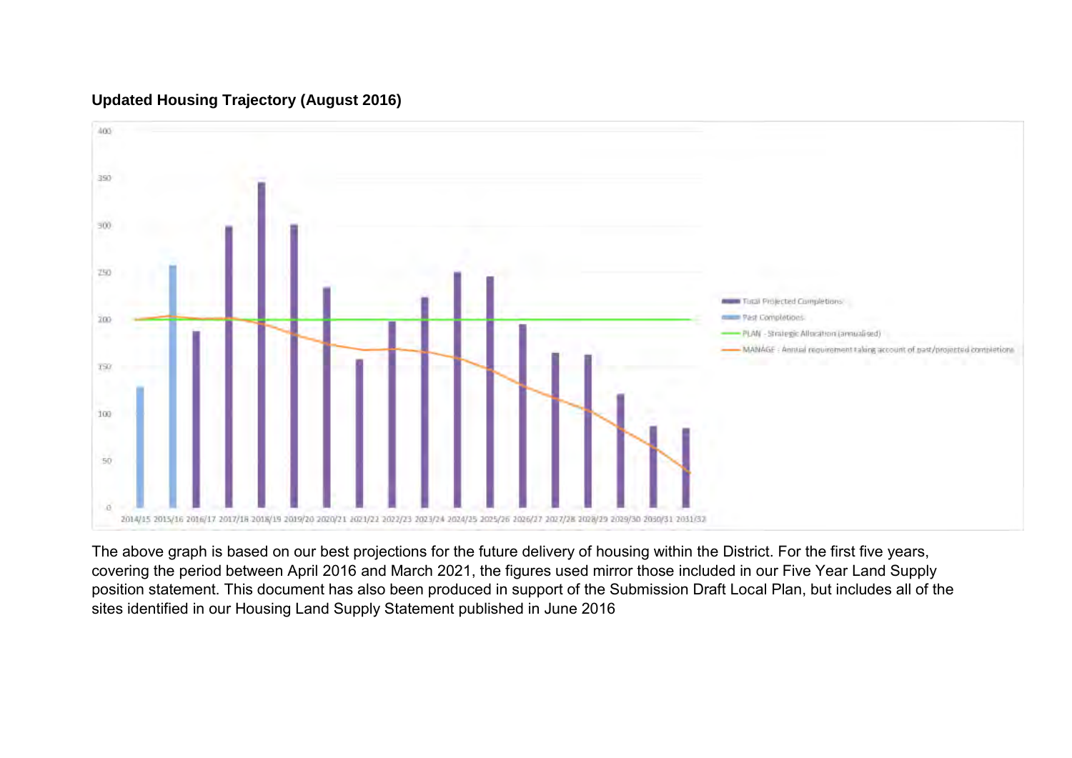**Updated Housing Trajectory (August 2016)**

The above graph is based on our best projections for the future delivery of housing within the District. For the first five years, covering the period between April 2016 and March 2021, the figures used mirror those included in our Five Year Land Supply position statement. This document has also been produced in support of the Submission Draft Local Plan, but includes all of the sites identified in our Housing Land Supply Statement published in June 2016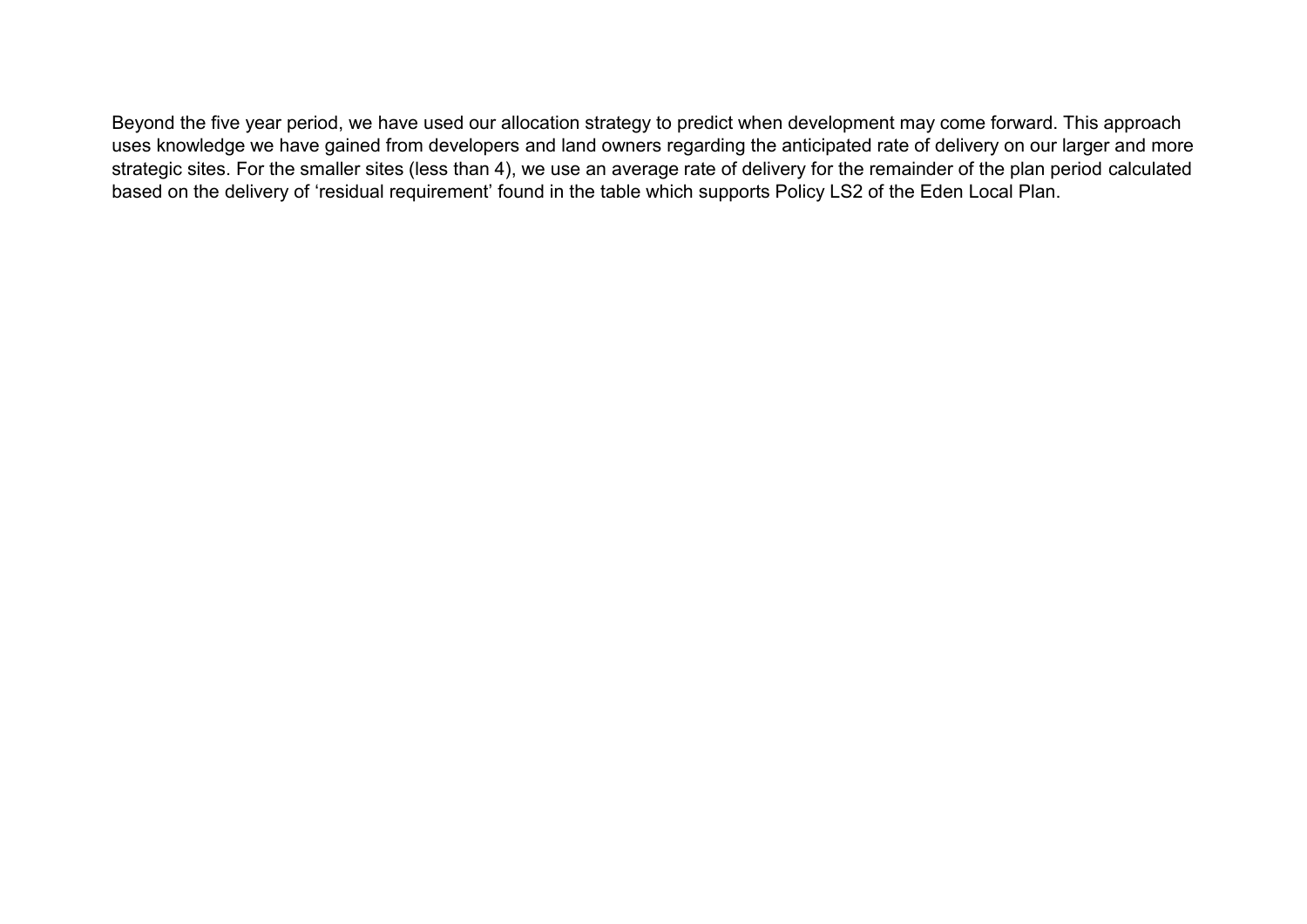Beyond the five year period, we have used our allocation strategy to predict when development may come forward. This approach uses knowledge we have gained from developers and land owners regarding the anticipated rate of delivery on our larger and more strategic sites. For the smaller sites (less than 4), we use an average rate of delivery for the remainder of the plan period calculated based on the delivery of 'residual requirement' found in the table which supports Policy LS2 of the Eden Local Plan.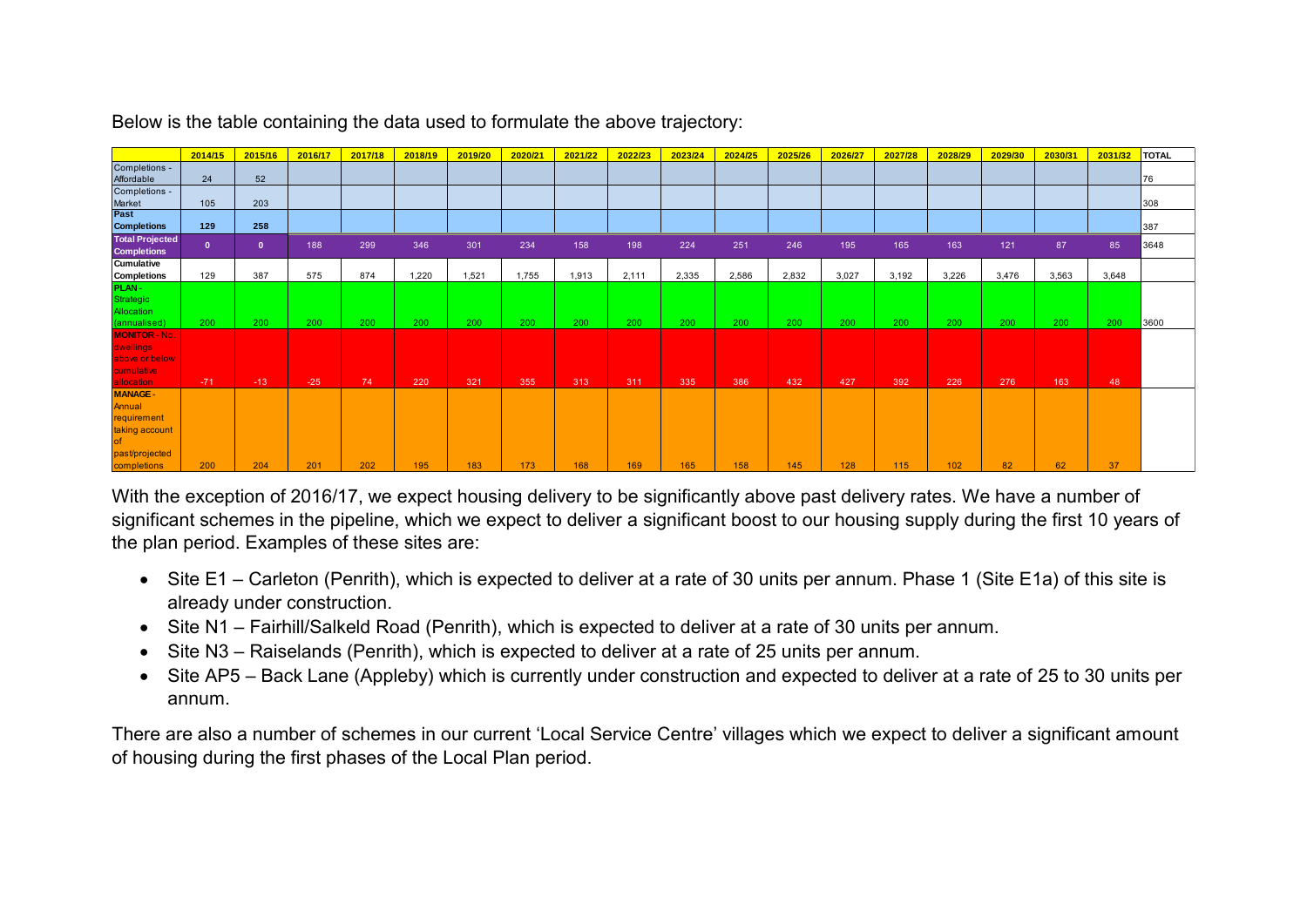Below is the table containing the data used to formulate the above trajectory:

| | 2014/15 | 2015/16 | 2016/17 | 2017/18 | 2018/19 | 2019/20 | 2020/21 | 2021/22 | 2022/23 | 2023/24 | 2024/25 | 2025/26 | 2026/27 | 2027/28 | 2028/29 | 2029/30 | 2030/31 | 2031/32 | TOTAL |
|---|---|---|---|---|---|---|---|---|---|---|---|---|---|---|---|---|---|---|---|
| Completions - Affordable | 24 | 52 | | | | | | | | | | | | | | | | | 76 |
| Completions - Market | 105 | 203 | | | | | | | | | | | | | | | | | 308 |
| **Past Completions** | **129** | **258** | | | | | | | | | | | | | | | | | 387 |
| **Total Projected Completions** | **0** | **0** | 188 | 299 | 346 | 301 | 234 | 158 | 198 | 224 | 251 | 246 | 195 | 165 | 163 | 121 | 87 | 85 | 3648 |
| **Cumulative Completions** | 129 | 387 | 575 | 874 | 1,220 | 1,521 | 1,755 | 1,913 | 2,111 | 2,335 | 2,586 | 2,832 | 3,027 | 3,192 | 3,226 | 3,476 | 3,563 | 3,648 | |
| **PLAN** - Strategic Allocation (annualised) | 200 | 200 | 200 | 200 | 200 | 200 | 200 | 200 | 200 | 200 | 200 | 200 | 200 | 200 | 200 | 200 | 200 | 200 | 3600 |
| **MONITOR** - No. dwellings above or below cumulative allocation | -71 | -13 | -25 | 74 | 220 | 321 | 355 | 313 | 311 | 335 | 386 | 432 | 427 | 392 | 226 | 276 | 163 | 48 | |
| **MANAGE** - Annual requirement taking account of past/projected completions | 200 | 204 | 201 | 202 | 195 | 183 | 173 | 168 | 169 | 165 | 158 | 145 | 128 | 115 | 102 | 82 | 62 | 37 | |

With the exception of 2016/17, we expect housing delivery to be significantly above past delivery rates. We have a number of significant schemes in the pipeline, which we expect to deliver a significant boost to our housing supply during the first 10 years of the plan period. Examples of these sites are:

- Site E1 – Carleton (Penrith), which is expected to deliver at a rate of 30 units per annum. Phase 1 (Site E1a) of this site is already under construction.
- Site N1 – Fairhill/Salkeld Road (Penrith), which is expected to deliver at a rate of 30 units per annum.
- Site N3 – Raiselands (Penrith), which is expected to deliver at a rate of 25 units per annum.
- Site AP5 – Back Lane (Appleby) which is currently under construction and expected to deliver at a rate of 25 to 30 units per annum.

There are also a number of schemes in our current 'Local Service Centre' villages which we expect to deliver a significant amount of housing during the first phases of the Local Plan period.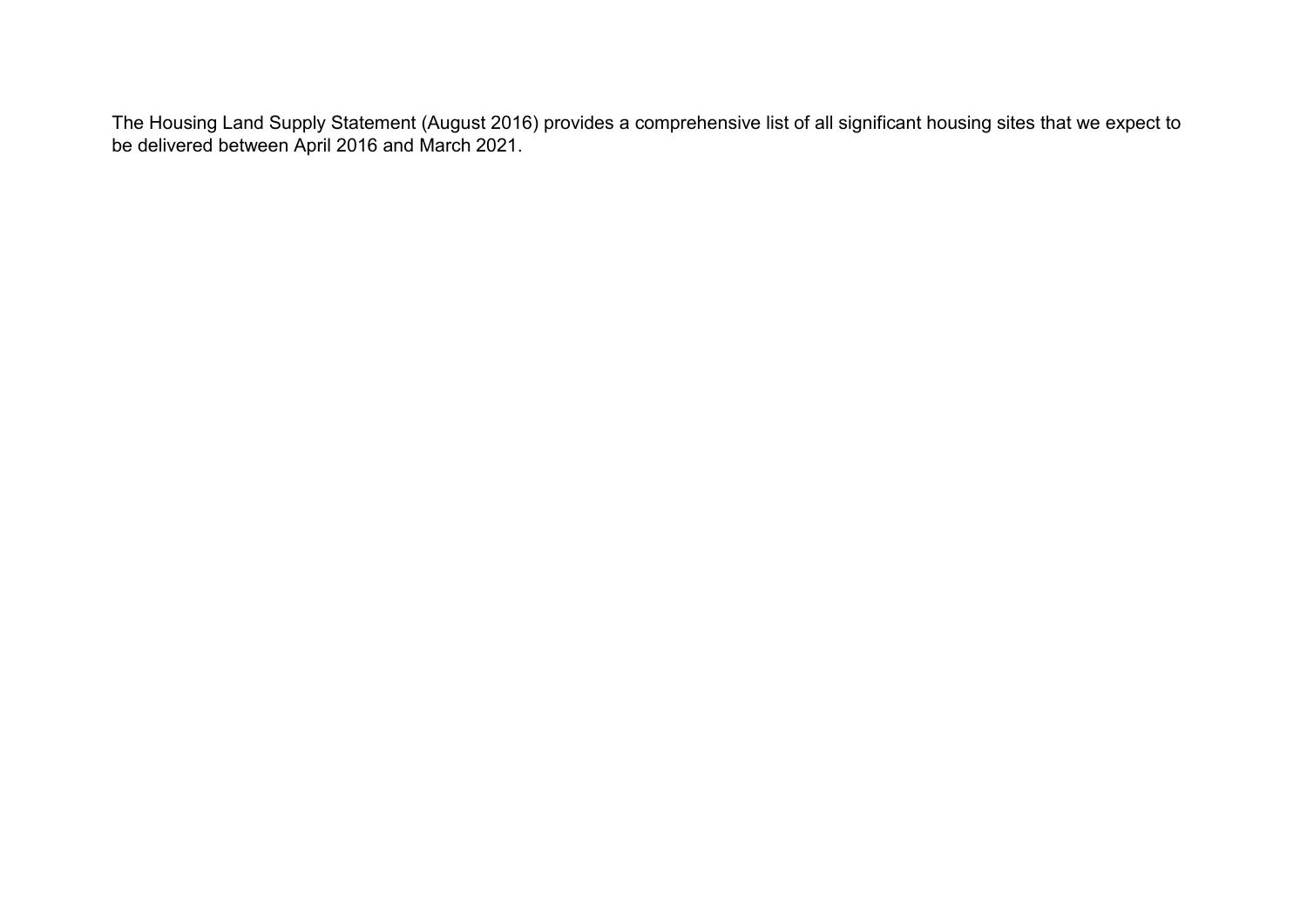The Housing Land Supply Statement (August 2016) provides a comprehensive list of all significant housing sites that we expect to be delivered between April 2016 and March 2021.